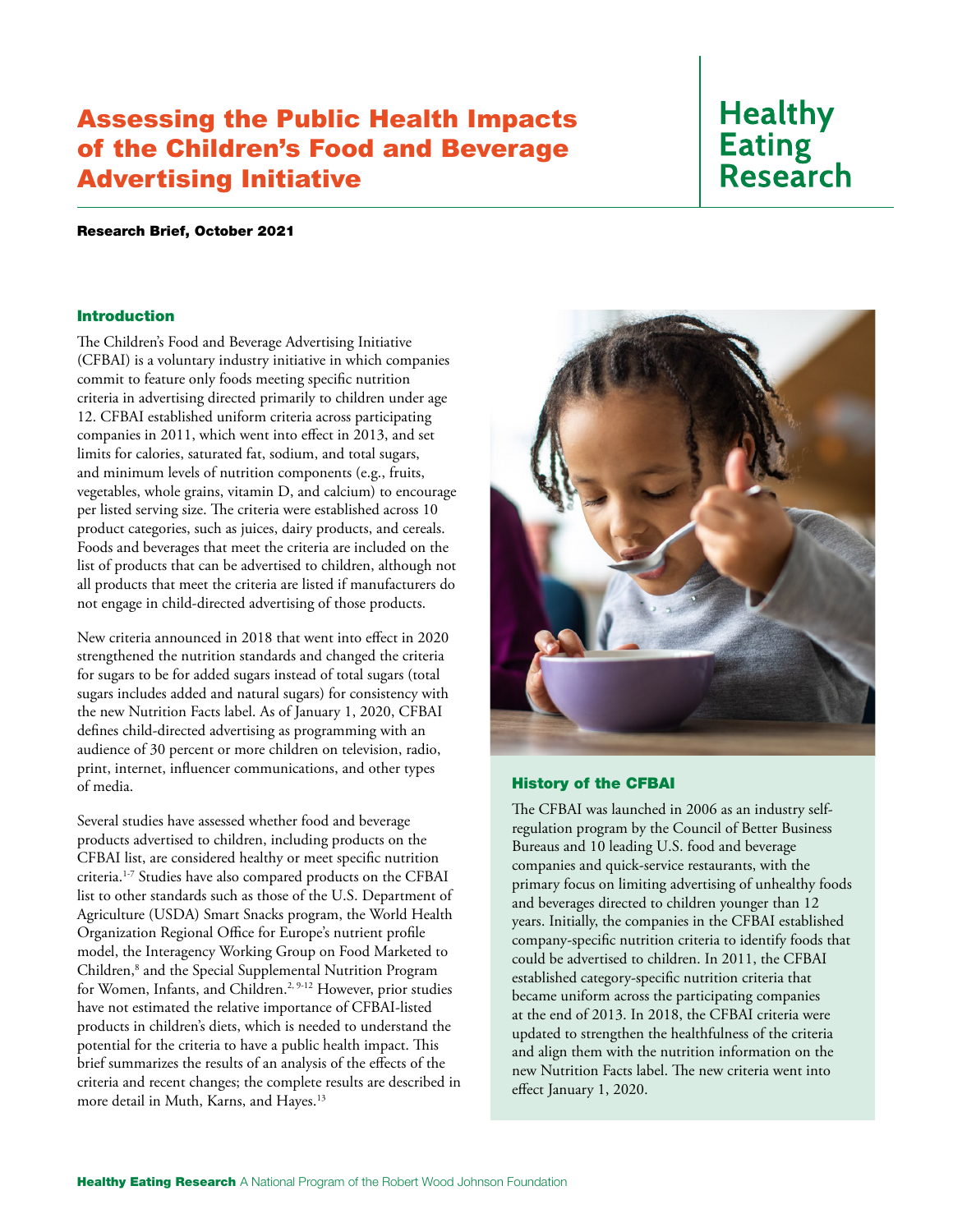# Assessing the Public Health Impacts of the Children's Food and Beverage Advertising Initiative

Healthy Eating Research

**Research Brief, October 2021**

## Introduction

The Children's Food and Beverage Advertising Initiative (CFBAI) is a voluntary industry initiative in which companies commit to feature only foods meeting specific nutrition criteria in advertising directed primarily to children under age 12. CFBAI established uniform criteria across participating companies in 2011, which went into effect in 2013, and set limits for calories, saturated fat, sodium, and total sugars, and minimum levels of nutrition components (e.g., fruits, vegetables, whole grains, vitamin D, and calcium) to encourage per listed serving size. The criteria were established across 10 product categories, such as juices, dairy products, and cereals. Foods and beverages that meet the criteria are included on the list of products that can be advertised to children, although not all products that meet the criteria are listed if manufacturers do not engage in child-directed advertising of those products.

New criteria announced in 2018 that went into effect in 2020 strengthened the nutrition standards and changed the criteria for sugars to be for added sugars instead of total sugars (total sugars includes added and natural sugars) for consistency with the new Nutrition Facts label. As of January 1, 2020, CFBAI defines child-directed advertising as programming with an audience of 30 percent or more children on television, radio, print, internet, influencer communications, and other types of media.

Several studies have assessed whether food and beverage products advertised to children, including products on the CFBAI list, are considered healthy or meet specific nutrition criteria.[1-7] Studies have also compared products on the CFBAI list to other standards such as those of the U.S. Department of Agriculture (USDA) Smart Snacks program, the World Health Organization Regional Office for Europe's nutrient profile model, the Interagency Working Group on Food Marketed to Children,[8] and the Special Supplemental Nutrition Program for Women, Infants, and Children.[2, 9-12] However, prior studies have not estimated the relative importance of CFBAI-listed products in children's diets, which is needed to understand the potential for the criteria to have a public health impact. This brief summarizes the results of an analysis of the effects of the criteria and recent changes; the complete results are described in more detail in Muth, Karns, and Hayes.[13]

## History of the CFBAI

The CFBAI was launched in 2006 as an industry self-regulation program by the Council of Better Business Bureaus and 10 leading U.S. food and beverage companies and quick-service restaurants, with the primary focus on limiting advertising of unhealthy foods and beverages directed to children younger than 12 years. Initially, the companies in the CFBAI established company-specific nutrition criteria to identify foods that could be advertised to children. In 2011, the CFBAI established category-specific nutrition criteria that became uniform across the participating companies at the end of 2013. In 2018, the CFBAI criteria were updated to strengthen the healthfulness of the criteria and align them with the nutrition information on the new Nutrition Facts label. The new criteria went into effect January 1, 2020.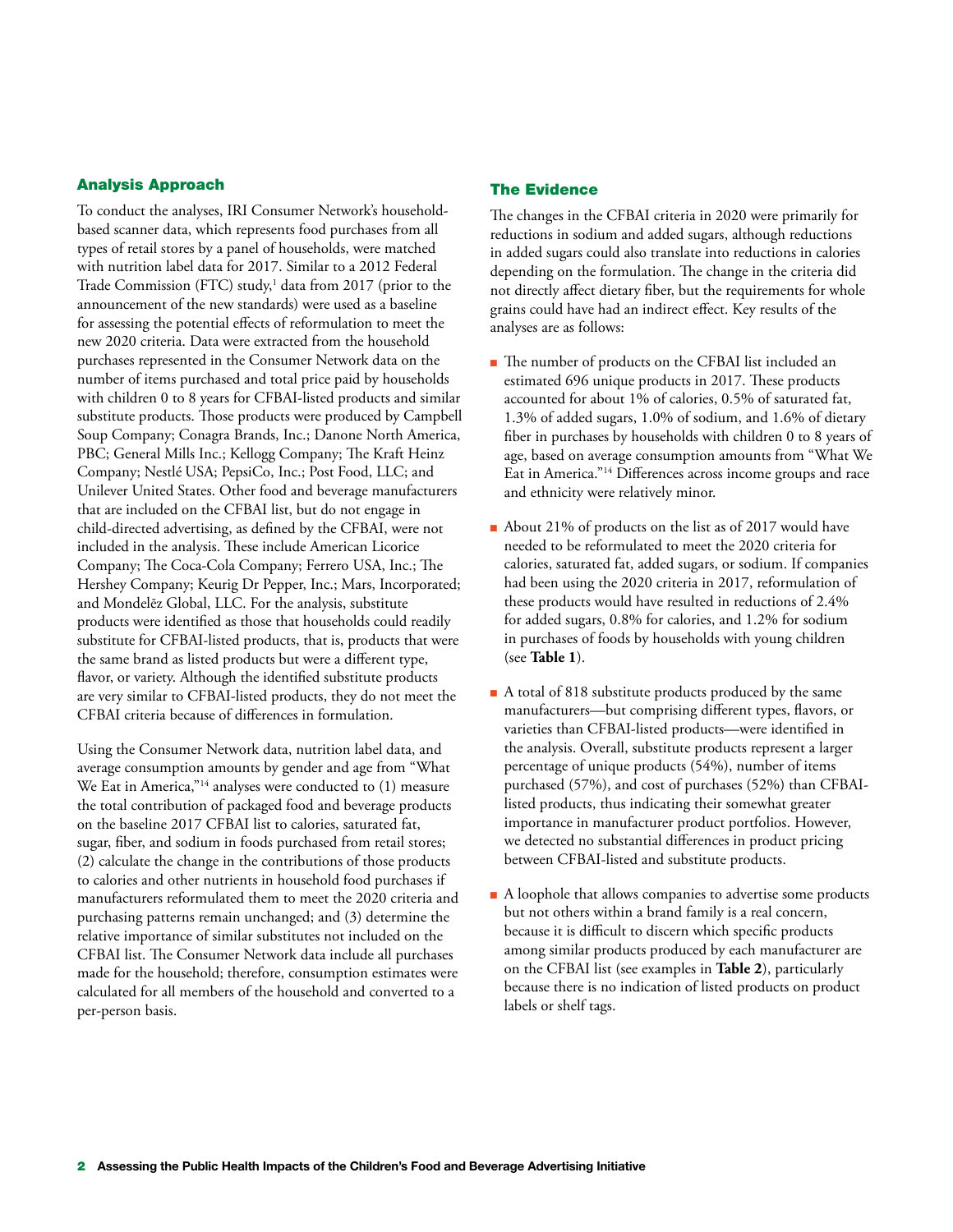## Analysis Approach

To conduct the analyses, IRI Consumer Network's household-based scanner data, which represents food purchases from all types of retail stores by a panel of households, were matched with nutrition label data for 2017. Similar to a 2012 Federal Trade Commission (FTC) study,[1] data from 2017 (prior to the announcement of the new standards) were used as a baseline for assessing the potential effects of reformulation to meet the new 2020 criteria. Data were extracted from the household purchases represented in the Consumer Network data on the number of items purchased and total price paid by households with children 0 to 8 years for CFBAI-listed products and similar substitute products. Those products were produced by Campbell Soup Company; Conagra Brands, Inc.; Danone North America, PBC; General Mills Inc.; Kellogg Company; The Kraft Heinz Company; Nestlé USA; PepsiCo, Inc.; Post Food, LLC; and Unilever United States. Other food and beverage manufacturers that are included on the CFBAI list, but do not engage in child-directed advertising, as defined by the CFBAI, were not included in the analysis. These include American Licorice Company; The Coca-Cola Company; Ferrero USA, Inc.; The Hershey Company; Keurig Dr Pepper, Inc.; Mars, Incorporated; and Mondelēz Global, LLC. For the analysis, substitute products were identified as those that households could readily substitute for CFBAI-listed products, that is, products that were the same brand as listed products but were a different type, flavor, or variety. Although the identified substitute products are very similar to CFBAI-listed products, they do not meet the CFBAI criteria because of differences in formulation.

Using the Consumer Network data, nutrition label data, and average consumption amounts by gender and age from "What We Eat in America,"[14] analyses were conducted to (1) measure the total contribution of packaged food and beverage products on the baseline 2017 CFBAI list to calories, saturated fat, sugar, fiber, and sodium in foods purchased from retail stores; (2) calculate the change in the contributions of those products to calories and other nutrients in household food purchases if manufacturers reformulated them to meet the 2020 criteria and purchasing patterns remain unchanged; and (3) determine the relative importance of similar substitutes not included on the CFBAI list. The Consumer Network data include all purchases made for the household; therefore, consumption estimates were calculated for all members of the household and converted to a per-person basis.

## The Evidence

The changes in the CFBAI criteria in 2020 were primarily for reductions in sodium and added sugars, although reductions in added sugars could also translate into reductions in calories depending on the formulation. The change in the criteria did not directly affect dietary fiber, but the requirements for whole grains could have had an indirect effect. Key results of the analyses are as follows:

- The number of products on the CFBAI list included an estimated 696 unique products in 2017. These products accounted for about 1% of calories, 0.5% of saturated fat, 1.3% of added sugars, 1.0% of sodium, and 1.6% of dietary fiber in purchases by households with children 0 to 8 years of age, based on average consumption amounts from "What We Eat in America."[14] Differences across income groups and race and ethnicity were relatively minor.
- About 21% of products on the list as of 2017 would have needed to be reformulated to meet the 2020 criteria for calories, saturated fat, added sugars, or sodium. If companies had been using the 2020 criteria in 2017, reformulation of these products would have resulted in reductions of 2.4% for added sugars, 0.8% for calories, and 1.2% for sodium in purchases of foods by households with young children (see **Table 1**).
- A total of 818 substitute products produced by the same manufacturers—but comprising different types, flavors, or varieties than CFBAI-listed products—were identified in the analysis. Overall, substitute products represent a larger percentage of unique products (54%), number of items purchased (57%), and cost of purchases (52%) than CFBAI-listed products, thus indicating their somewhat greater importance in manufacturer product portfolios. However, we detected no substantial differences in product pricing between CFBAI-listed and substitute products.
- A loophole that allows companies to advertise some products but not others within a brand family is a real concern, because it is difficult to discern which specific products among similar products produced by each manufacturer are on the CFBAI list (see examples in **Table 2**), particularly because there is no indication of listed products on product labels or shelf tags.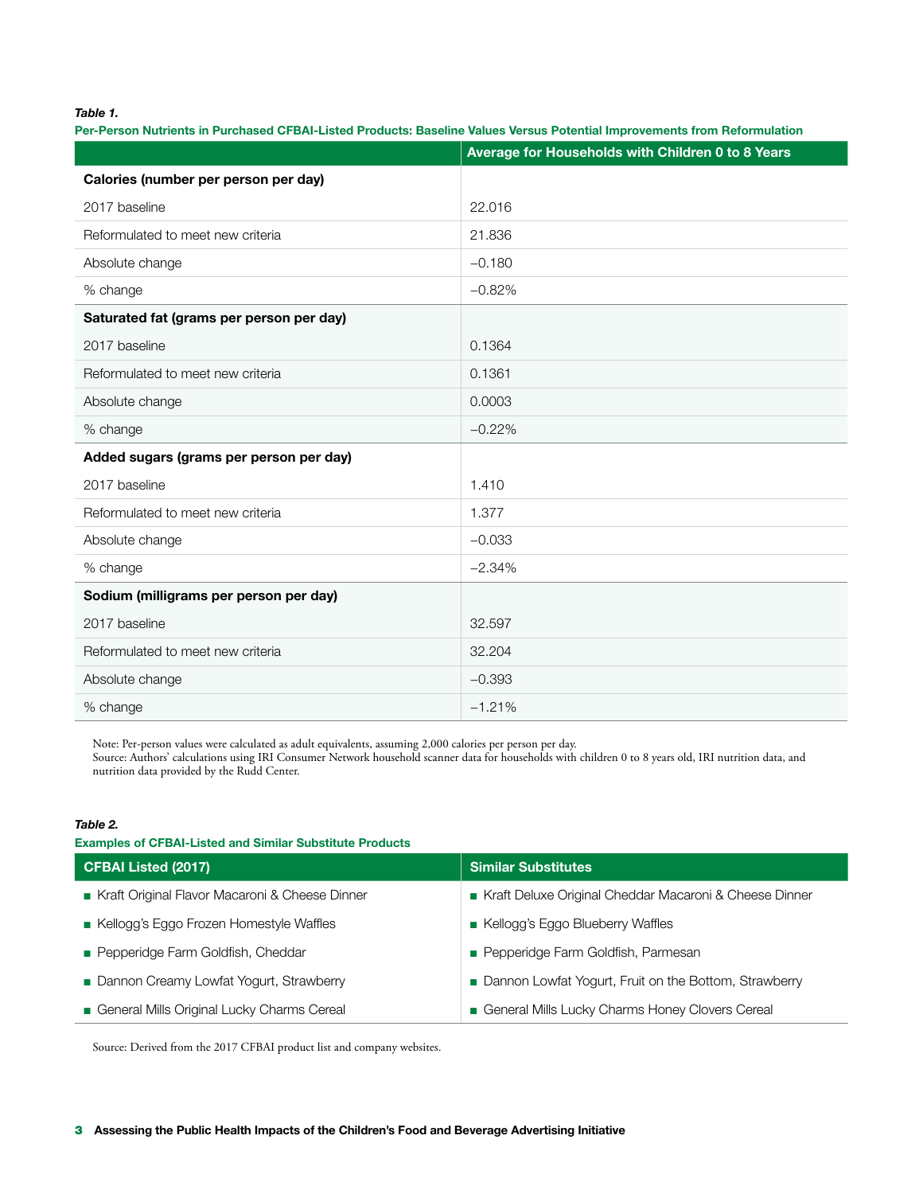*Table 1.*

**Per-Person Nutrients in Purchased CFBAI-Listed Products: Baseline Values Versus Potential Improvements from Reformulation**

| | Average for Households with Children 0 to 8 Years |
|---|---|
| **Calories (number per person per day)** | |
| 2017 baseline | 22.016 |
| Reformulated to meet new criteria | 21.836 |
| Absolute change | −0.180 |
| % change | −0.82% |
| **Saturated fat (grams per person per day)** | |
| 2017 baseline | 0.1364 |
| Reformulated to meet new criteria | 0.1361 |
| Absolute change | 0.0003 |
| % change | −0.22% |
| **Added sugars (grams per person per day)** | |
| 2017 baseline | 1.410 |
| Reformulated to meet new criteria | 1.377 |
| Absolute change | −0.033 |
| % change | −2.34% |
| **Sodium (milligrams per person per day)** | |
| 2017 baseline | 32.597 |
| Reformulated to meet new criteria | 32.204 |
| Absolute change | −0.393 |
| % change | −1.21% |

Note: Per-person values were calculated as adult equivalents, assuming 2,000 calories per person per day.
Source: Authors' calculations using IRI Consumer Network household scanner data for households with children 0 to 8 years old, IRI nutrition data, and nutrition data provided by the Rudd Center.

*Table 2.*

**Examples of CFBAI-Listed and Similar Substitute Products**

| CFBAI Listed (2017) | Similar Substitutes |
|---|---|
| Kraft Original Flavor Macaroni & Cheese Dinner | Kraft Deluxe Original Cheddar Macaroni & Cheese Dinner |
| Kellogg's Eggo Frozen Homestyle Waffles | Kellogg's Eggo Blueberry Waffles |
| Pepperidge Farm Goldfish, Cheddar | Pepperidge Farm Goldfish, Parmesan |
| Dannon Creamy Lowfat Yogurt, Strawberry | Dannon Lowfat Yogurt, Fruit on the Bottom, Strawberry |
| General Mills Original Lucky Charms Cereal | General Mills Lucky Charms Honey Clovers Cereal |

Source: Derived from the 2017 CFBAI product list and company websites.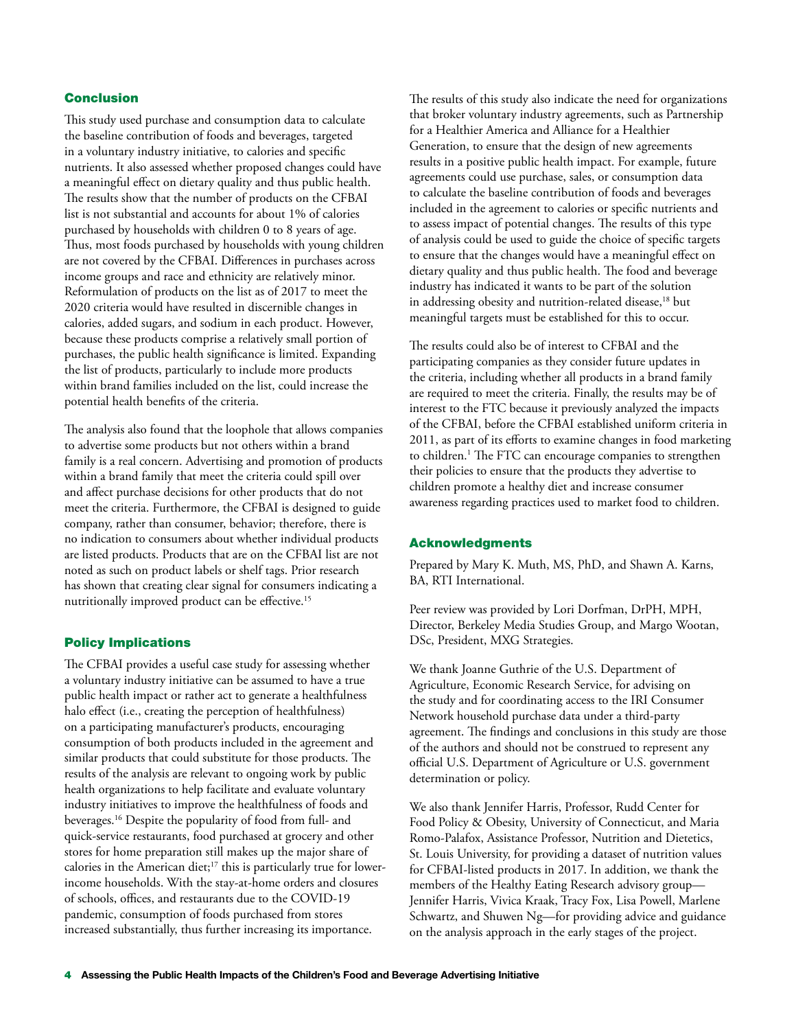## Conclusion

This study used purchase and consumption data to calculate the baseline contribution of foods and beverages, targeted in a voluntary industry initiative, to calories and specific nutrients. It also assessed whether proposed changes could have a meaningful effect on dietary quality and thus public health. The results show that the number of products on the CFBAI list is not substantial and accounts for about 1% of calories purchased by households with children 0 to 8 years of age. Thus, most foods purchased by households with young children are not covered by the CFBAI. Differences in purchases across income groups and race and ethnicity are relatively minor. Reformulation of products on the list as of 2017 to meet the 2020 criteria would have resulted in discernible changes in calories, added sugars, and sodium in each product. However, because these products comprise a relatively small portion of purchases, the public health significance is limited. Expanding the list of products, particularly to include more products within brand families included on the list, could increase the potential health benefits of the criteria.

The analysis also found that the loophole that allows companies to advertise some products but not others within a brand family is a real concern. Advertising and promotion of products within a brand family that meet the criteria could spill over and affect purchase decisions for other products that do not meet the criteria. Furthermore, the CFBAI is designed to guide company, rather than consumer, behavior; therefore, there is no indication to consumers about whether individual products are listed products. Products that are on the CFBAI list are not noted as such on product labels or shelf tags. Prior research has shown that creating clear signal for consumers indicating a nutritionally improved product can be effective.[15]

## Policy Implications

The CFBAI provides a useful case study for assessing whether a voluntary industry initiative can be assumed to have a true public health impact or rather act to generate a healthfulness halo effect (i.e., creating the perception of healthfulness) on a participating manufacturer's products, encouraging consumption of both products included in the agreement and similar products that could substitute for those products. The results of the analysis are relevant to ongoing work by public health organizations to help facilitate and evaluate voluntary industry initiatives to improve the healthfulness of foods and beverages.[16] Despite the popularity of food from full- and quick-service restaurants, food purchased at grocery and other stores for home preparation still makes up the major share of calories in the American diet;[17] this is particularly true for lower-income households. With the stay-at-home orders and closures of schools, offices, and restaurants due to the COVID-19 pandemic, consumption of foods purchased from stores increased substantially, thus further increasing its importance.

The results of this study also indicate the need for organizations that broker voluntary industry agreements, such as Partnership for a Healthier America and Alliance for a Healthier Generation, to ensure that the design of new agreements results in a positive public health impact. For example, future agreements could use purchase, sales, or consumption data to calculate the baseline contribution of foods and beverages included in the agreement to calories or specific nutrients and to assess impact of potential changes. The results of this type of analysis could be used to guide the choice of specific targets to ensure that the changes would have a meaningful effect on dietary quality and thus public health. The food and beverage industry has indicated it wants to be part of the solution in addressing obesity and nutrition-related disease,[18] but meaningful targets must be established for this to occur.

The results could also be of interest to CFBAI and the participating companies as they consider future updates in the criteria, including whether all products in a brand family are required to meet the criteria. Finally, the results may be of interest to the FTC because it previously analyzed the impacts of the CFBAI, before the CFBAI established uniform criteria in 2011, as part of its efforts to examine changes in food marketing to children.[1] The FTC can encourage companies to strengthen their policies to ensure that the products they advertise to children promote a healthy diet and increase consumer awareness regarding practices used to market food to children.

## Acknowledgments

Prepared by Mary K. Muth, MS, PhD, and Shawn A. Karns, BA, RTI International.

Peer review was provided by Lori Dorfman, DrPH, MPH, Director, Berkeley Media Studies Group, and Margo Wootan, DSc, President, MXG Strategies.

We thank Joanne Guthrie of the U.S. Department of Agriculture, Economic Research Service, for advising on the study and for coordinating access to the IRI Consumer Network household purchase data under a third-party agreement. The findings and conclusions in this study are those of the authors and should not be construed to represent any official U.S. Department of Agriculture or U.S. government determination or policy.

We also thank Jennifer Harris, Professor, Rudd Center for Food Policy & Obesity, University of Connecticut, and Maria Romo-Palafox, Assistance Professor, Nutrition and Dietetics, St. Louis University, for providing a dataset of nutrition values for CFBAI-listed products in 2017. In addition, we thank the members of the Healthy Eating Research advisory group—Jennifer Harris, Vivica Kraak, Tracy Fox, Lisa Powell, Marlene Schwartz, and Shuwen Ng—for providing advice and guidance on the analysis approach in the early stages of the project.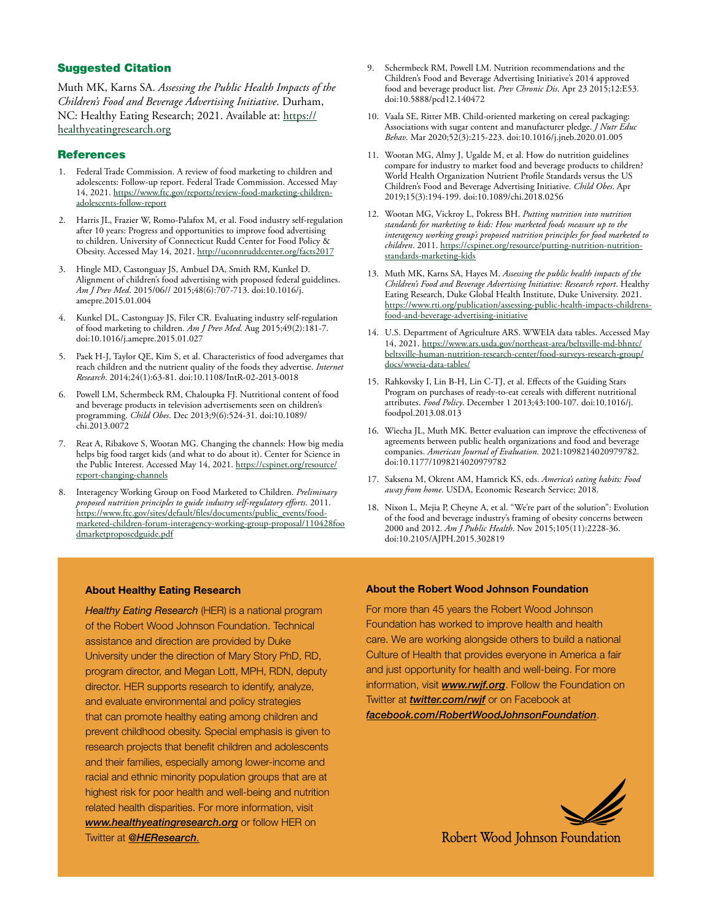## Suggested Citation

Muth MK, Karns SA. *Assessing the Public Health Impacts of the Children's Food and Beverage Advertising Initiative*. Durham, NC: Healthy Eating Research; 2021. Available at: https://healthyeatingresearch.org

## References

1. Federal Trade Commission. A review of food marketing to children and adolescents: Follow-up report. Federal Trade Commission. Accessed May 14, 2021. https://www.ftc.gov/reports/review-food-marketing-children-adolescents-follow-report
2. Harris JL, Frazier W, Romo-Palafox M, et al. Food industry self-regulation after 10 years: Progress and opportunities to improve food advertising to children. University of Connecticut Rudd Center for Food Policy & Obesity. Accessed May 14, 2021. http://uconnruddcenter.org/facts2017
3. Hingle MD, Castonguay JS, Ambuel DA, Smith RM, Kunkel D. Alignment of children's food advertising with proposed federal guidelines. *Am J Prev Med*. 2015/06// 2015;48(6):707-713. doi:10.1016/j.amepre.2015.01.004
4. Kunkel DL, Castonguay JS, Filer CR. Evaluating industry self-regulation of food marketing to children. *Am J Prev Med*. Aug 2015;49(2):181-7. doi:10.1016/j.amepre.2015.01.027
5. Paek H-J, Taylor QE, Kim S, et al. Characteristics of food advergames that reach children and the nutrient quality of the foods they advertise. *Internet Research*. 2014;24(1):63-81. doi:10.1108/IntR-02-2013-0018
6. Powell LM, Schermbeck RM, Chaloupka FJ. Nutritional content of food and beverage products in television advertisements seen on children's programming. *Child Obes*. Dec 2013;9(6):524-31. doi:10.1089/chi.2013.0072
7. Reat A, Ribakove S, Wootan MG. Changing the channels: How big media helps big food target kids (and what to do about it). Center for Science in the Public Interest. Accessed May 14, 2021. https://cspinet.org/resource/report-changing-channels
8. Interagency Working Group on Food Marketed to Children. *Preliminary proposed nutrition principles to guide industry self-regulatory efforts*. 2011. https://www.ftc.gov/sites/default/files/documents/public_events/food-marketed-children-forum-interagency-working-group-proposal/110428foodmarketproposedguide.pdf
9. Schermbeck RM, Powell LM. Nutrition recommendations and the Children's Food and Beverage Advertising Initiative's 2014 approved food and beverage product list. *Prev Chronic Dis*. Apr 23 2015;12:E53. doi:10.5888/pcd12.140472
10. Vaala SE, Ritter MB. Child-oriented marketing on cereal packaging: Associations with sugar content and manufacturer pledge. *J Nutr Educ Behav*. Mar 2020;52(3):215-223. doi:10.1016/j.jneb.2020.01.005
11. Wootan MG, Almy J, Ugalde M, et al. How do nutrition guidelines compare for industry to market food and beverage products to children? World Health Organization Nutrient Profile Standards versus the US Children's Food and Beverage Advertising Initiative. *Child Obes*. Apr 2019;15(3):194-199. doi:10.1089/chi.2018.0256
12. Wootan MG, Vickroy L, Pokress BH. *Putting nutrition into nutrition standards for marketing to kids: How marketed foods measure up to the interagency working group's proposed nutrition principles for food marketed to children*. 2011. https://cspinet.org/resource/putting-nutrition-nutrition-standards-marketing-kids
13. Muth MK, Karns SA, Hayes M. *Assessing the public health impacts of the Children's Food and Beverage Advertising Initiative: Research report*. Healthy Eating Research, Duke Global Health Institute, Duke University. 2021. https://www.rti.org/publication/assessing-public-health-impacts-childrens-food-and-beverage-advertising-initiative
14. U.S. Department of Agriculture ARS. WWEIA data tables. Accessed May 14, 2021. https://www.ars.usda.gov/northeast-area/beltsville-md-bhnrc/beltsville-human-nutrition-research-center/food-surveys-research-group/docs/wweia-data-tables/
15. Rahkovsky I, Lin B-H, Lin C-TJ, et al. Effects of the Guiding Stars Program on purchases of ready-to-eat cereals with different nutritional attributes. *Food Policy*. December 1 2013;43:100-107. doi:10.1016/j.foodpol.2013.08.013
16. Wiecha JL, Muth MK. Better evaluation can improve the effectiveness of agreements between public health organizations and food and beverage companies. *American Journal of Evaluation*. 2021:1098214020979782. doi:10.1177/1098214020979782
17. Saksena M, Okrent AM, Hamrick KS, eds. *America's eating habits: Food away from home*. USDA, Economic Research Service; 2018.
18. Nixon L, Mejia P, Cheyne A, et al. "We're part of the solution": Evolution of the food and beverage industry's framing of obesity concerns between 2000 and 2012. *Am J Public Health*. Nov 2015;105(11):2228-36. doi:10.2105/AJPH.2015.302819

### About Healthy Eating Research

*Healthy Eating Research* (HER) is a national program of the Robert Wood Johnson Foundation. Technical assistance and direction are provided by Duke University under the direction of Mary Story PhD, RD, program director, and Megan Lott, MPH, RDN, deputy director. HER supports research to identify, analyze, and evaluate environmental and policy strategies that can promote healthy eating among children and prevent childhood obesity. Special emphasis is given to research projects that benefit children and adolescents and their families, especially among lower-income and racial and ethnic minority population groups that are at highest risk for poor health and well-being and nutrition related health disparities. For more information, visit ***www.healthyeatingresearch.org*** or follow HER on Twitter at ***@HEResearch***.

### About the Robert Wood Johnson Foundation

For more than 45 years the Robert Wood Johnson Foundation has worked to improve health and health care. We are working alongside others to build a national Culture of Health that provides everyone in America a fair and just opportunity for health and well-being. For more information, visit ***www.rwjf.org***. Follow the Foundation on Twitter at ***twitter.com/rwjf*** or on Facebook at ***facebook.com/RobertWoodJohnsonFoundation***.

Robert Wood Johnson Foundation